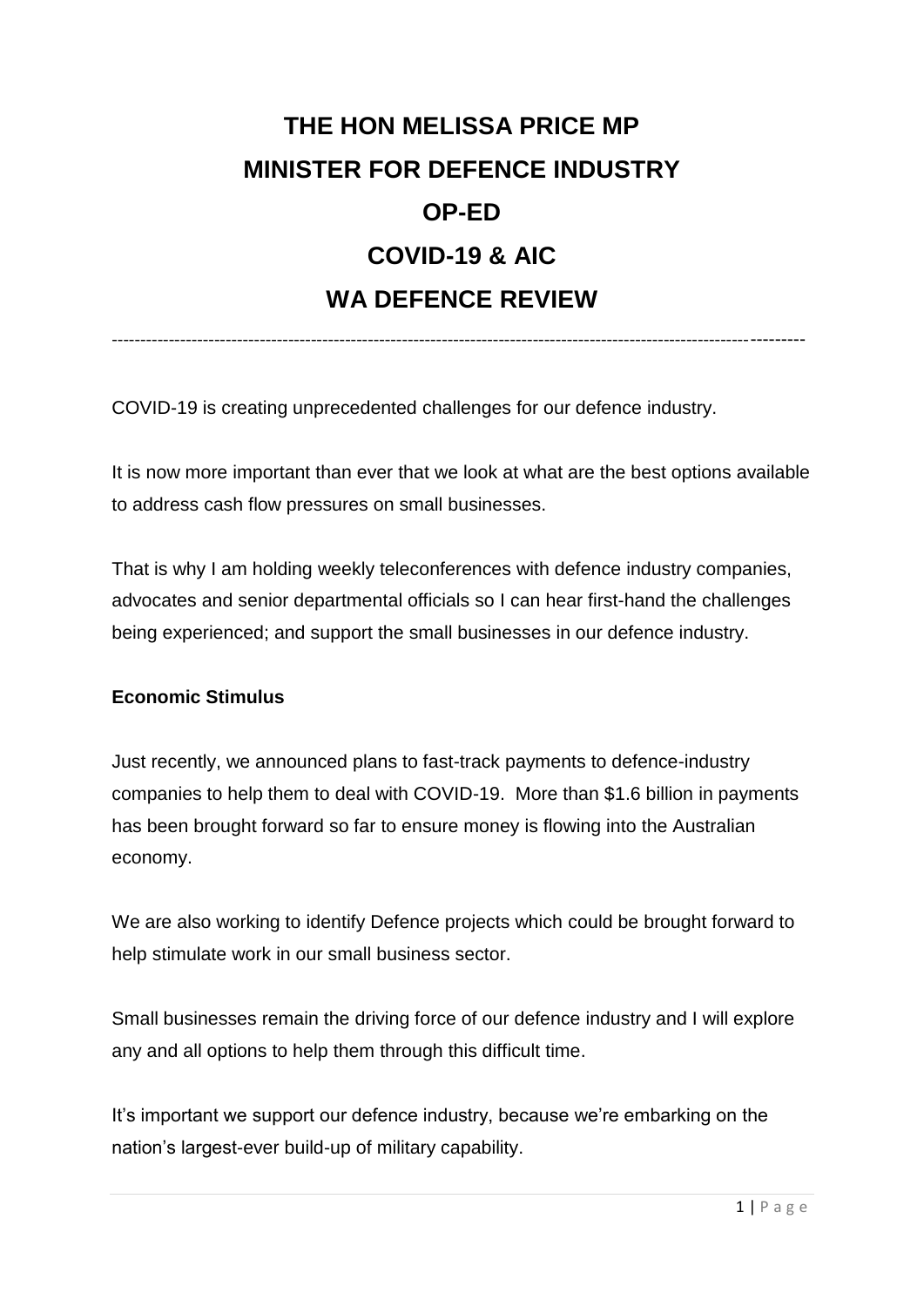# THE HON MELISSA PRICE MP
# MINISTER FOR DEFENCE INDUSTRY
# OP-ED
# COVID-19 & AIC
# WA DEFENCE REVIEW

---

COVID-19 is creating unprecedented challenges for our defence industry.

It is now more important than ever that we look at what are the best options available to address cash flow pressures on small businesses.

That is why I am holding weekly teleconferences with defence industry companies, advocates and senior departmental officials so I can hear first-hand the challenges being experienced; and support the small businesses in our defence industry.

**Economic Stimulus**

Just recently, we announced plans to fast-track payments to defence-industry companies to help them to deal with COVID-19. More than $1.6 billion in payments has been brought forward so far to ensure money is flowing into the Australian economy.

We are also working to identify Defence projects which could be brought forward to help stimulate work in our small business sector.

Small businesses remain the driving force of our defence industry and I will explore any and all options to help them through this difficult time.

It's important we support our defence industry, because we're embarking on the nation's largest-ever build-up of military capability.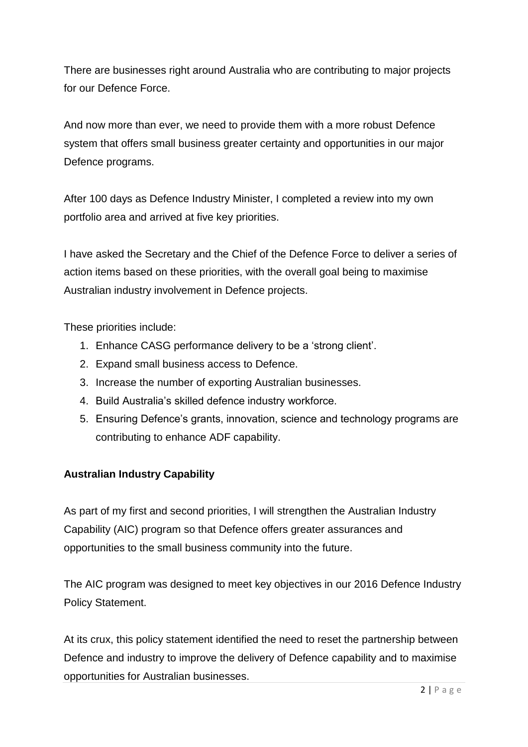There are businesses right around Australia who are contributing to major projects for our Defence Force.

And now more than ever, we need to provide them with a more robust Defence system that offers small business greater certainty and opportunities in our major Defence programs.

After 100 days as Defence Industry Minister, I completed a review into my own portfolio area and arrived at five key priorities.

I have asked the Secretary and the Chief of the Defence Force to deliver a series of action items based on these priorities, with the overall goal being to maximise Australian industry involvement in Defence projects.

These priorities include:

1. Enhance CASG performance delivery to be a 'strong client'.
2. Expand small business access to Defence.
3. Increase the number of exporting Australian businesses.
4. Build Australia's skilled defence industry workforce.
5. Ensuring Defence's grants, innovation, science and technology programs are contributing to enhance ADF capability.

**Australian Industry Capability**

As part of my first and second priorities, I will strengthen the Australian Industry Capability (AIC) program so that Defence offers greater assurances and opportunities to the small business community into the future.

The AIC program was designed to meet key objectives in our 2016 Defence Industry Policy Statement.

At its crux, this policy statement identified the need to reset the partnership between Defence and industry to improve the delivery of Defence capability and to maximise opportunities for Australian businesses.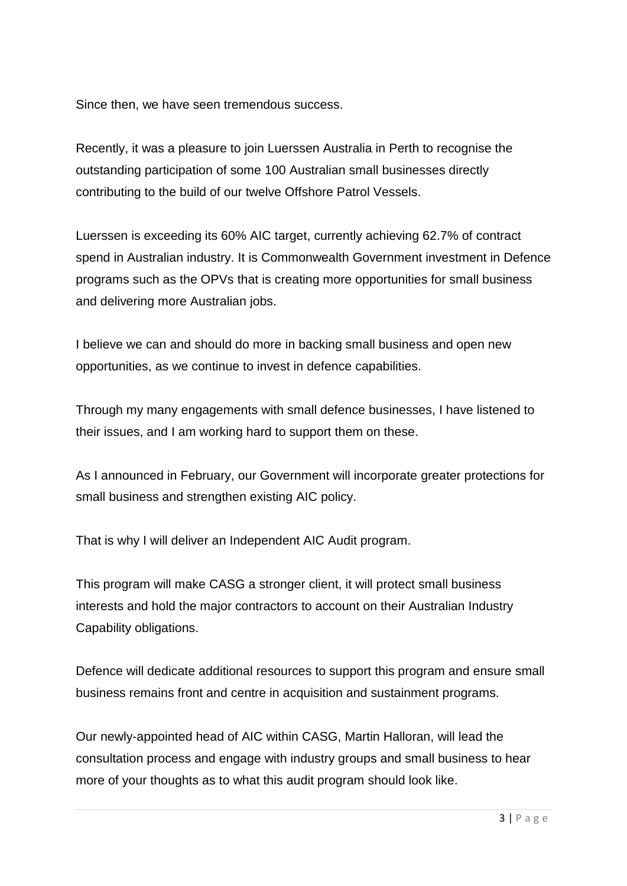Since then, we have seen tremendous success.

Recently, it was a pleasure to join Luerssen Australia in Perth to recognise the outstanding participation of some 100 Australian small businesses directly contributing to the build of our twelve Offshore Patrol Vessels.

Luerssen is exceeding its 60% AIC target, currently achieving 62.7% of contract spend in Australian industry. It is Commonwealth Government investment in Defence programs such as the OPVs that is creating more opportunities for small business and delivering more Australian jobs.

I believe we can and should do more in backing small business and open new opportunities, as we continue to invest in defence capabilities.

Through my many engagements with small defence businesses, I have listened to their issues, and I am working hard to support them on these.

As I announced in February, our Government will incorporate greater protections for small business and strengthen existing AIC policy.

That is why I will deliver an Independent AIC Audit program.

This program will make CASG a stronger client, it will protect small business interests and hold the major contractors to account on their Australian Industry Capability obligations.

Defence will dedicate additional resources to support this program and ensure small business remains front and centre in acquisition and sustainment programs.

Our newly-appointed head of AIC within CASG, Martin Halloran, will lead the consultation process and engage with industry groups and small business to hear more of your thoughts as to what this audit program should look like.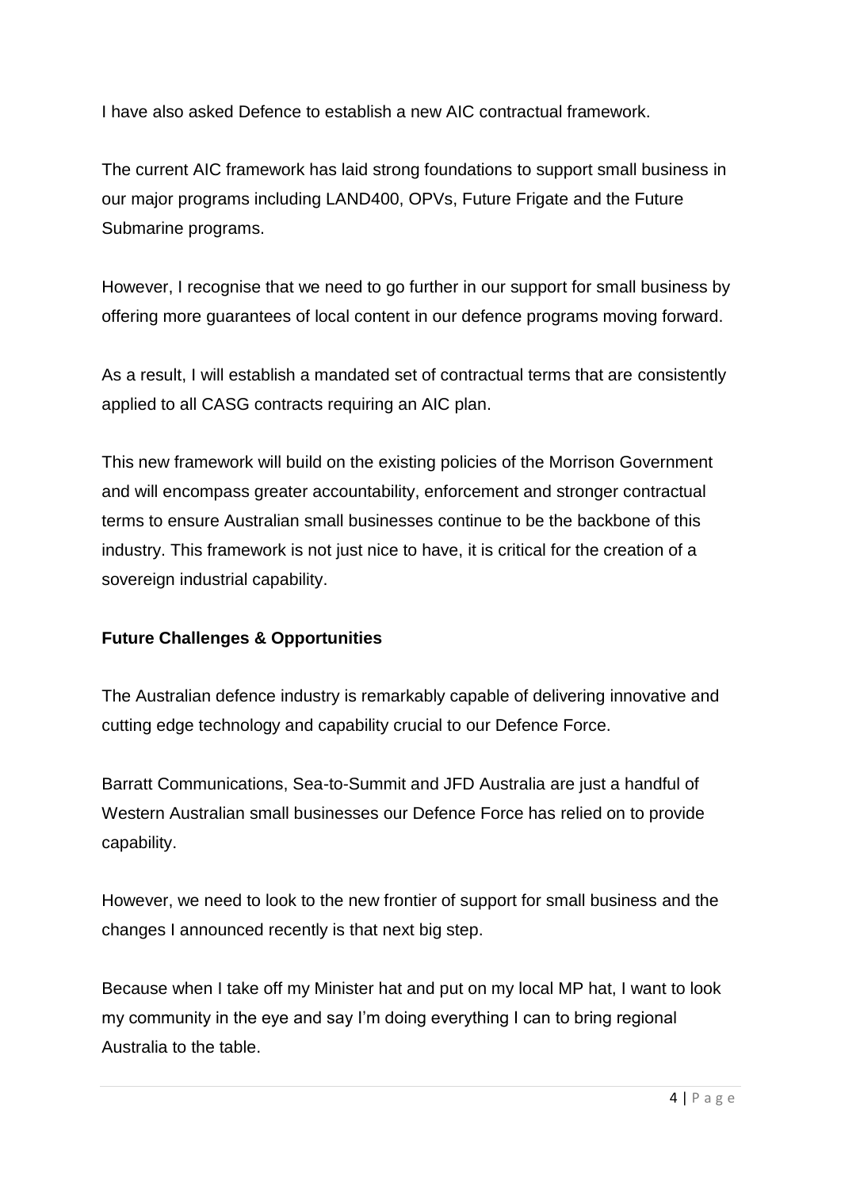I have also asked Defence to establish a new AIC contractual framework.

The current AIC framework has laid strong foundations to support small business in our major programs including LAND400, OPVs, Future Frigate and the Future Submarine programs.

However, I recognise that we need to go further in our support for small business by offering more guarantees of local content in our defence programs moving forward.

As a result, I will establish a mandated set of contractual terms that are consistently applied to all CASG contracts requiring an AIC plan.

This new framework will build on the existing policies of the Morrison Government and will encompass greater accountability, enforcement and stronger contractual terms to ensure Australian small businesses continue to be the backbone of this industry. This framework is not just nice to have, it is critical for the creation of a sovereign industrial capability.

**Future Challenges & Opportunities**

The Australian defence industry is remarkably capable of delivering innovative and cutting edge technology and capability crucial to our Defence Force.

Barratt Communications, Sea-to-Summit and JFD Australia are just a handful of Western Australian small businesses our Defence Force has relied on to provide capability.

However, we need to look to the new frontier of support for small business and the changes I announced recently is that next big step.

Because when I take off my Minister hat and put on my local MP hat, I want to look my community in the eye and say I'm doing everything I can to bring regional Australia to the table.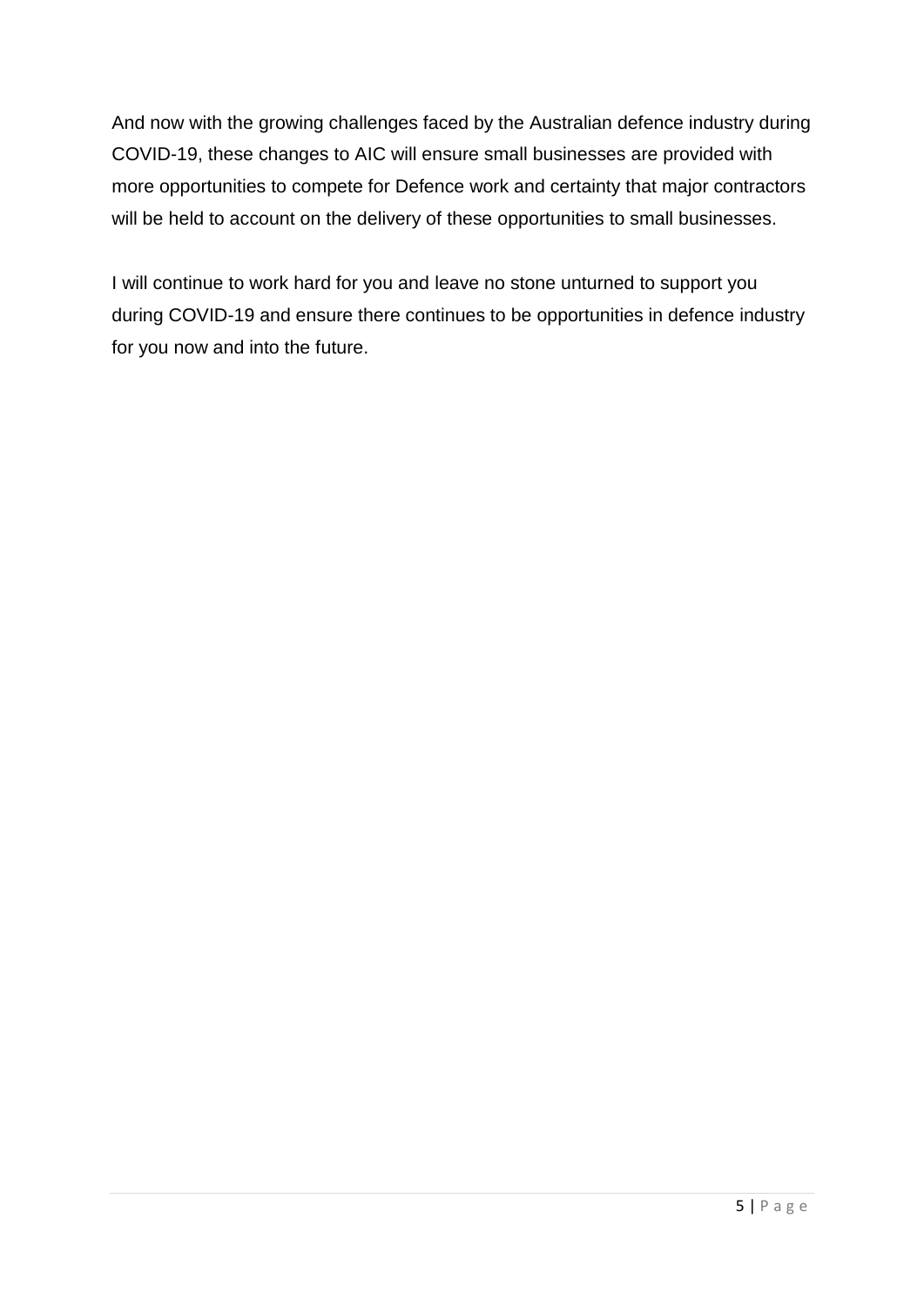And now with the growing challenges faced by the Australian defence industry during COVID-19, these changes to AIC will ensure small businesses are provided with more opportunities to compete for Defence work and certainty that major contractors will be held to account on the delivery of these opportunities to small businesses.

I will continue to work hard for you and leave no stone unturned to support you during COVID-19 and ensure there continues to be opportunities in defence industry for you now and into the future.